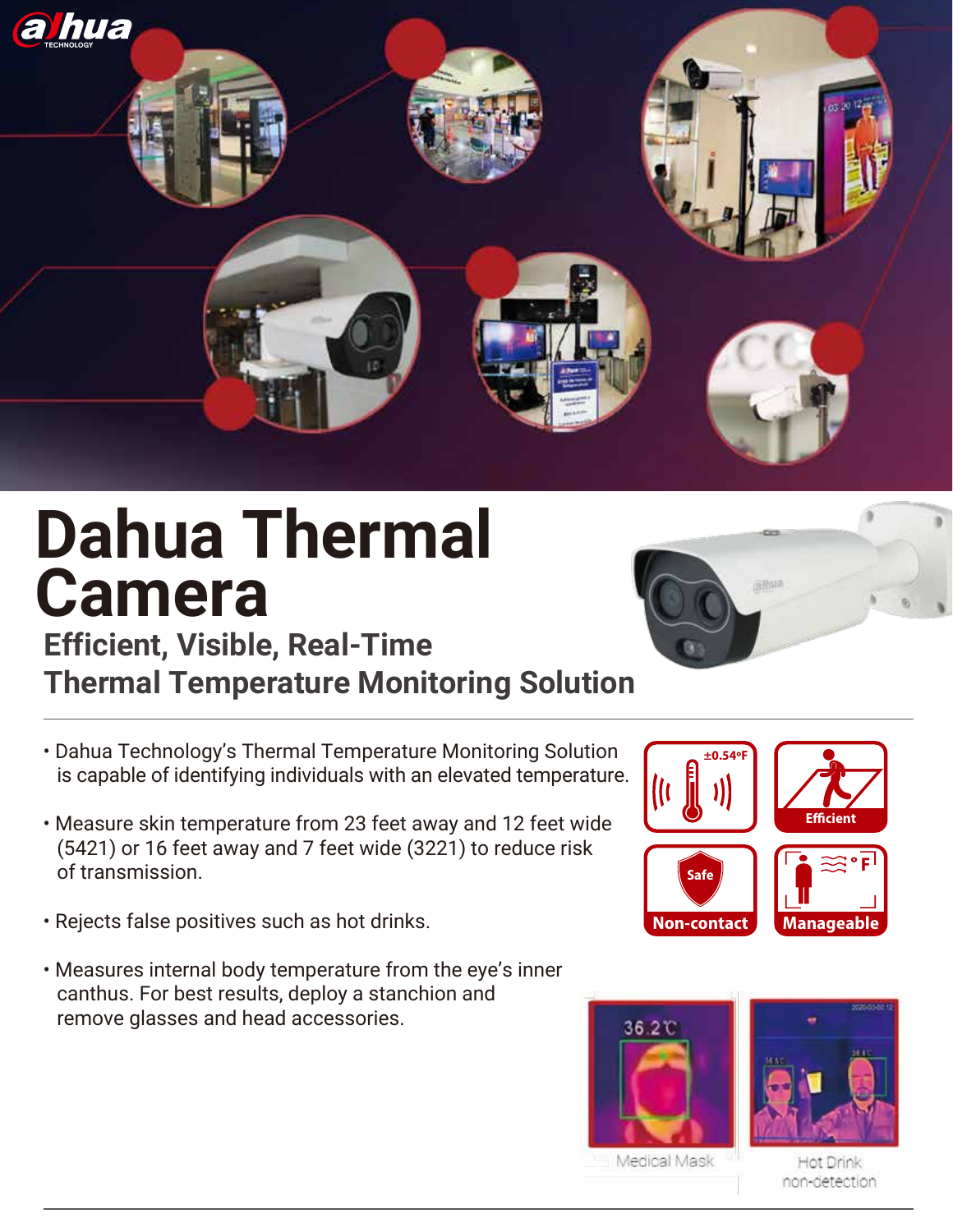# Dahua Thermal Camera

## Efficient, Visible, Real-Time Thermal Temperature Monitoring Solution

- Dahua Technology's Thermal Temperature Monitoring Solution is capable of identifying individuals with an elevated temperature.
- Measure skin temperature from 23 feet away and 12 feet wide (5421) or 16 feet away and 7 feet wide (3221) to reduce risk of transmission.
- Rejects false positives such as hot drinks.
- Measures internal body temperature from the eye's inner canthus. For best results, deploy a stanchion and remove glasses and head accessories.

±0.54°F

Efficient

Safe

Non-contact

Manageable

36.2℃

Medical Mask

Hot Drink non-detection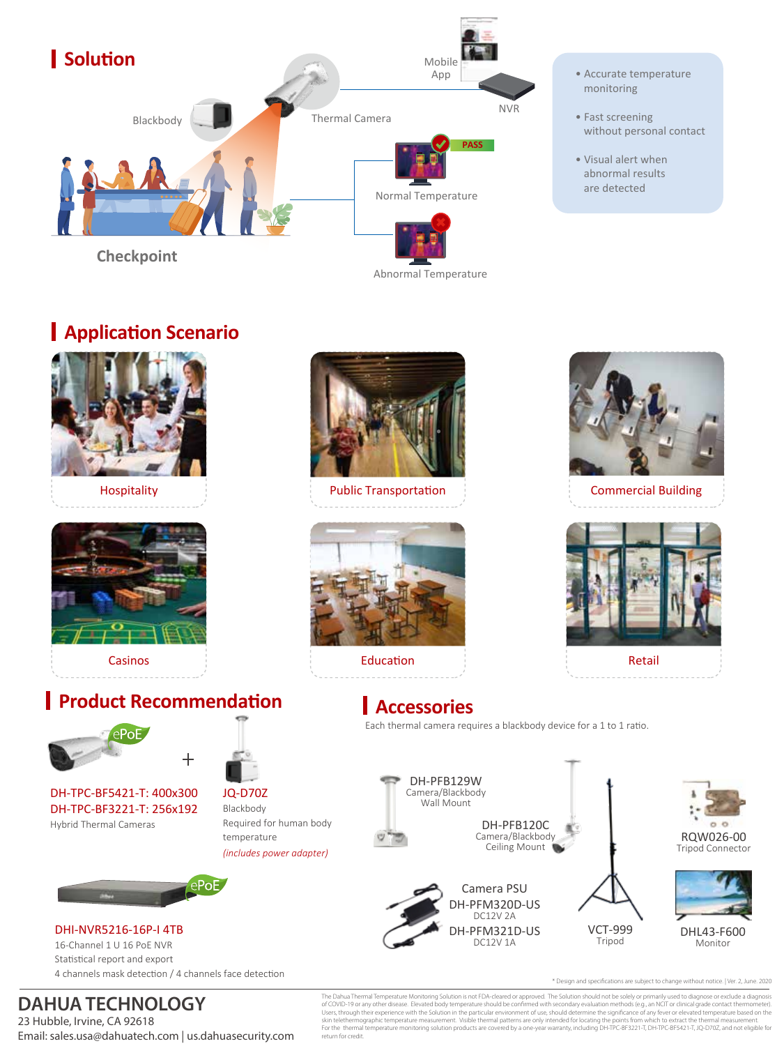## Solution

Blackbody

Thermal Camera

Mobile App

NVR

PASS

Normal Temperature

Abnormal Temperature

Checkpoint

- Accurate temperature monitoring
- Fast screening without personal contact
- Visual alert when abnormal results are detected

## Application Scenario

Hospitality

Public Transportation

Commercial Building

Casinos

Education

Retail

## Product Recommendation

ePoE

+

DH-TPC-BF5421-T: 400x300
DH-TPC-BF3221-T: 256x192
Hybrid Thermal Cameras

JQ-D70Z
Blackbody
Required for human body temperature
*(includes power adapter)*

ePoE

DHI-NVR5216-16P-I 4TB
16-Channel 1 U 16 PoE NVR
Statistical report and export
4 channels mask detection / 4 channels face detection

## Accessories

Each thermal camera requires a blackbody device for a 1 to 1 ratio.

DH-PFB129W
Camera/Blackbody
Wall Mount

DH-PFB120C
Camera/Blackbody
Ceiling Mount

RQW026-00
Tripod Connector

Camera PSU
DH-PFM320D-US
DC12V 2A
DH-PFM321D-US
DC12V 1A

VCT-999
Tripod

DHL43-F600
Monitor

* Design and specifications are subject to change without notice. | Ver. 2, June. 2020

**DAHUA TECHNOLOGY**
23 Hubble, Irvine, CA 92618
Email: sales.usa@dahuatech.com | us.dahuasecurity.com

The Dahua Thermal Temperature Monitoring Solution is not FDA-cleared or approved. The Solution should not be solely or primarily used to diagnose or exclude a diagnosis of COVID-19 or any other disease. Elevated body temperature should be confirmed with secondary evaluation methods (e.g., an NCIT or clinical grade contact thermometer). Users, through their experience with the Solution in the particular environment of use, should determine the significance of any fever or elevated temperature based on the skin telethermographic temperature measurement. Visible thermal patterns are only intended for locating the points from which to extract the thermal measurement.
For the thermal temperature monitoring solution products are covered by a one-year warranty, including DH-TPC-BF3221-T, DH-TPC-BF5421-T, JQ-D70Z, and not eligible for return for credit.